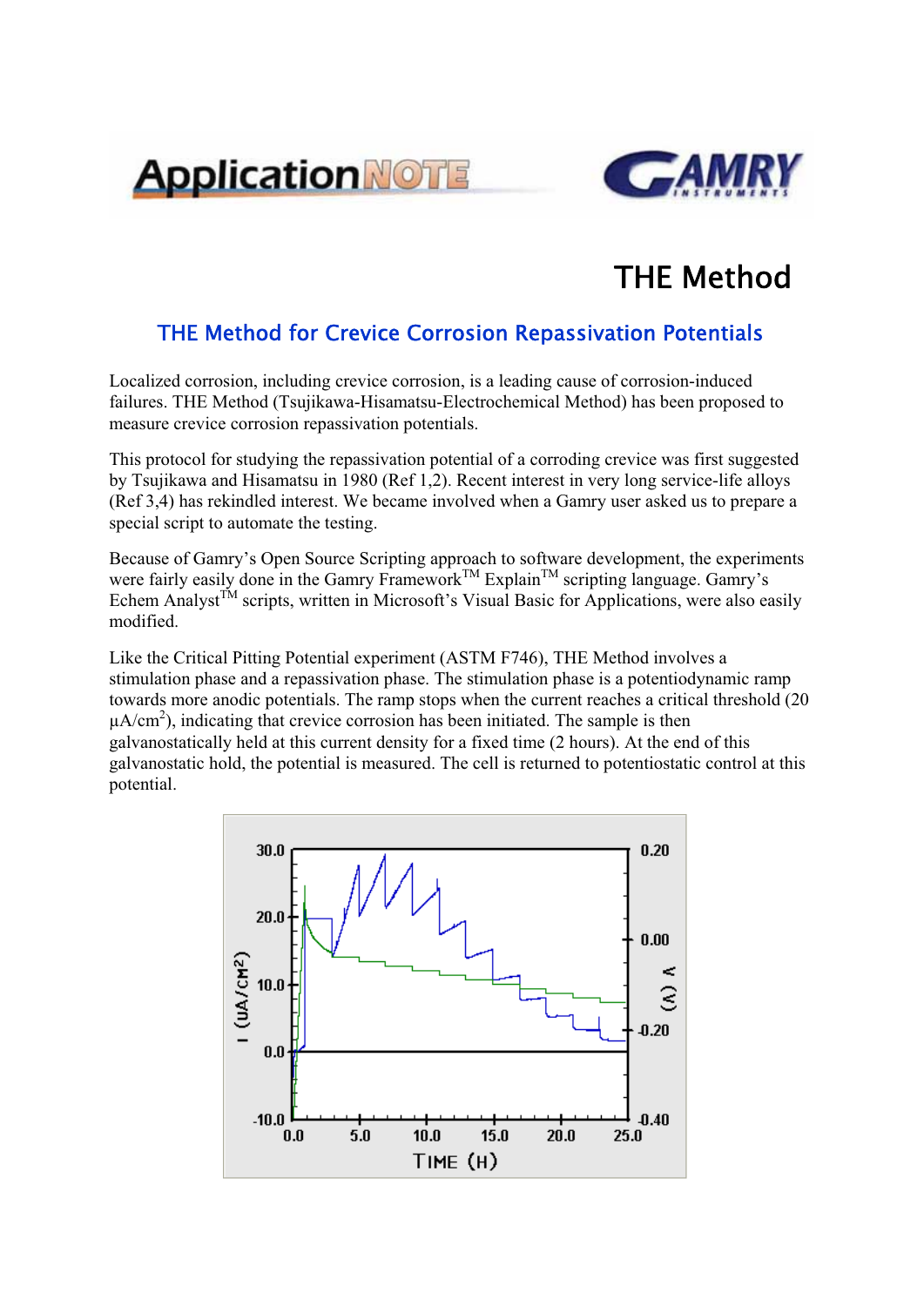# THE Method

## THE Method for Crevice Corrosion Repassivation Potentials

Localized corrosion, including crevice corrosion, is a leading cause of corrosion-induced failures. THE Method (Tsujikawa-Hisamatsu-Electrochemical Method) has been proposed to measure crevice corrosion repassivation potentials.

This protocol for studying the repassivation potential of a corroding crevice was first suggested by Tsujikawa and Hisamatsu in 1980 (Ref 1,2). Recent interest in very long service-life alloys (Ref 3,4) has rekindled interest. We became involved when a Gamry user asked us to prepare a special script to automate the testing.

Because of Gamry's Open Source Scripting approach to software development, the experiments were fairly easily done in the Gamry Framework™ Explain™ scripting language. Gamry's Echem Analyst™ scripts, written in Microsoft's Visual Basic for Applications, were also easily modified.

Like the Critical Pitting Potential experiment (ASTM F746), THE Method involves a stimulation phase and a repassivation phase. The stimulation phase is a potentiodynamic ramp towards more anodic potentials. The ramp stops when the current reaches a critical threshold (20 $\mu A/cm^2$), indicating that crevice corrosion has been initiated. The sample is then galvanostatically held at this current density for a fixed time (2 hours). At the end of this galvanostatic hold, the potential is measured. The cell is returned to potentiostatic control at this potential.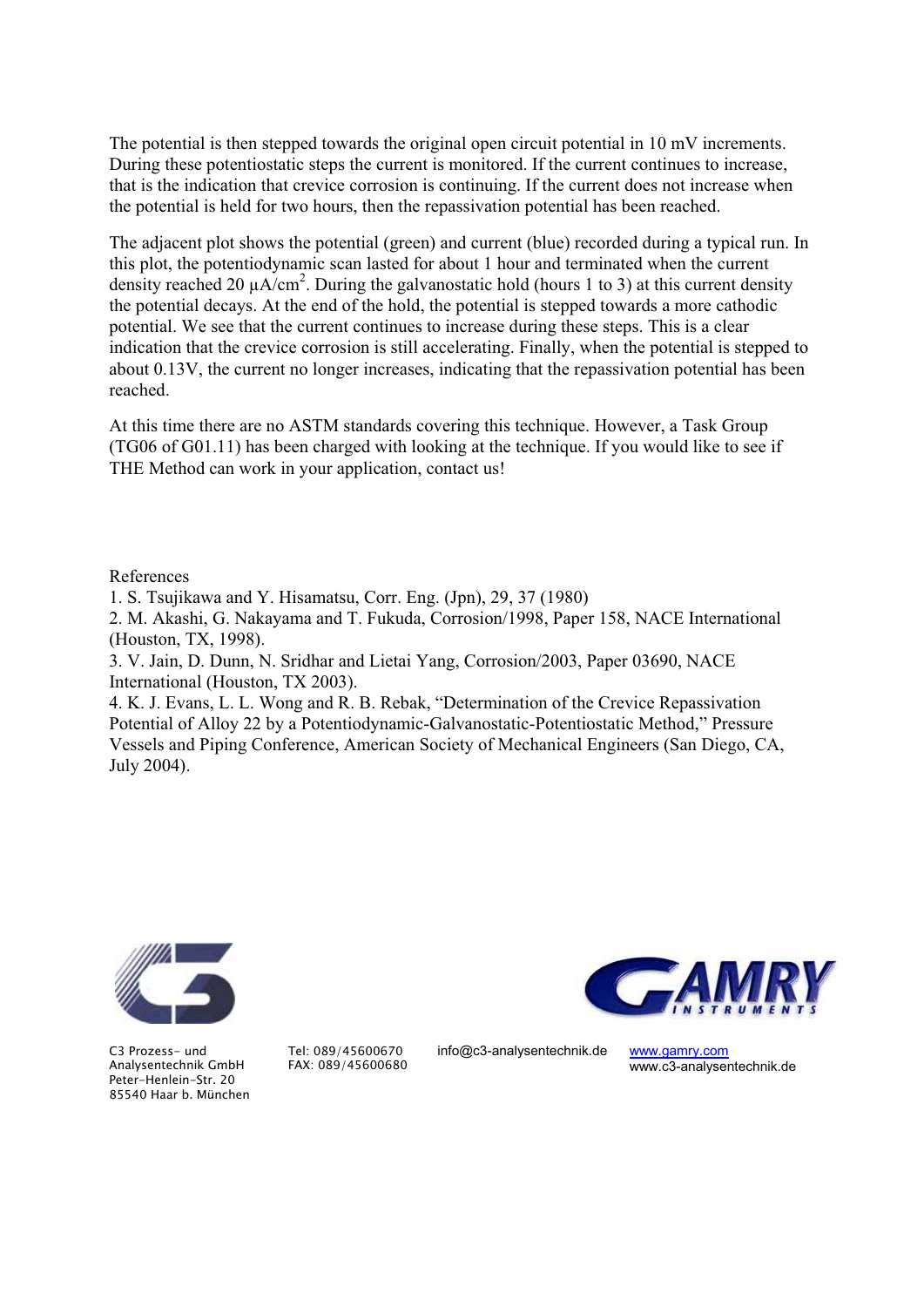The potential is then stepped towards the original open circuit potential in 10 mV increments. During these potentiostatic steps the current is monitored. If the current continues to increase, that is the indication that crevice corrosion is continuing. If the current does not increase when the potential is held for two hours, then the repassivation potential has been reached.

The adjacent plot shows the potential (green) and current (blue) recorded during a typical run. In this plot, the potentiodynamic scan lasted for about 1 hour and terminated when the current density reached 20 μA/cm$^2$. During the galvanostatic hold (hours 1 to 3) at this current density the potential decays. At the end of the hold, the potential is stepped towards a more cathodic potential. We see that the current continues to increase during these steps. This is a clear indication that the crevice corrosion is still accelerating. Finally, when the potential is stepped to about 0.13V, the current no longer increases, indicating that the repassivation potential has been reached.

At this time there are no ASTM standards covering this technique. However, a Task Group (TG06 of G01.11) has been charged with looking at the technique. If you would like to see if THE Method can work in your application, contact us!

References

1. S. Tsujikawa and Y. Hisamatsu, Corr. Eng. (Jpn), 29, 37 (1980)
2. M. Akashi, G. Nakayama and T. Fukuda, Corrosion/1998, Paper 158, NACE International (Houston, TX, 1998).
3. V. Jain, D. Dunn, N. Sridhar and Lietai Yang, Corrosion/2003, Paper 03690, NACE International (Houston, TX 2003).
4. K. J. Evans, L. L. Wong and R. B. Rebak, "Determination of the Crevice Repassivation Potential of Alloy 22 by a Potentiodynamic-Galvanostatic-Potentiostatic Method," Pressure Vessels and Piping Conference, American Society of Mechanical Engineers (San Diego, CA, July 2004).

C3 Prozess- und Analysentechnik GmbH
Peter-Henlein-Str. 20
85540 Haar b. München

Tel: 089/45600670
FAX: 089/45600680

info@c3-analysentechnik.de

www.gamry.com
www.c3-analysentechnik.de